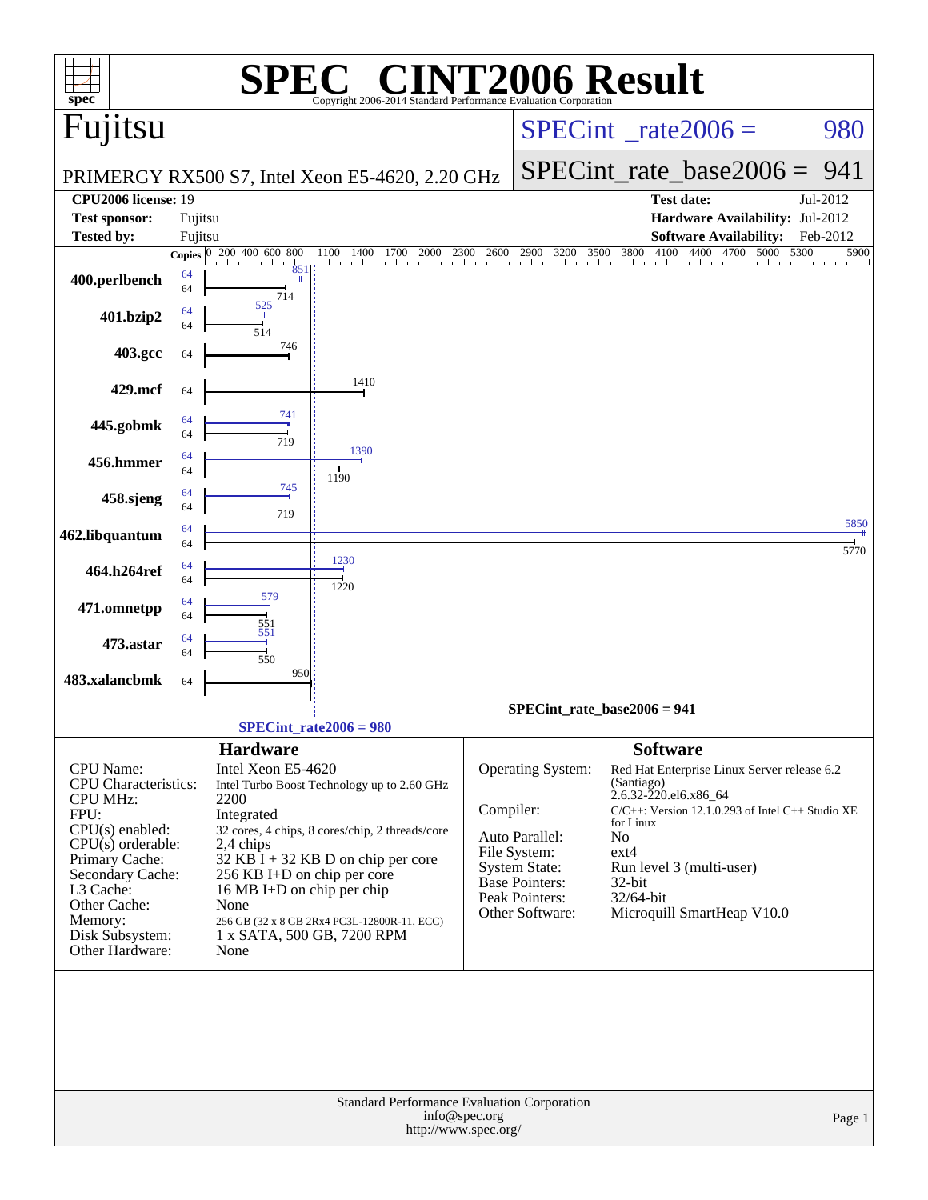# SPEC CINT2006 Result

Copyright 2006-2014 Standard Performance Evaluation Corporation

## Fujitsu

PRIMERGY RX500 S7, Intel Xeon E5-4620, 2.20 GHz

SPECint_rate2006 = 980

SPECint_rate_base2006 = 941

| | | | |
|---|---|---|---|
| **CPU2006 license:** | 19 | **Test date:** | Jul-2012 |
| **Test sponsor:** | Fujitsu | **Hardware Availability:** | Jul-2012 |
| **Tested by:** | Fujitsu | **Software Availability:** | Feb-2012 |

| Benchmark | Copies (peak) | Peak | Copies (base) | Base |
|---|---|---|---|---|
| 400.perlbench | 64 | 851 | 64 | 714 |
| 401.bzip2 | 64 | 525 | 64 | 514 |
| 403.gcc | | | 64 | 746 |
| 429.mcf | | | 64 | 1410 |
| 445.gobmk | 64 | 741 | 64 | 719 |
| 456.hmmer | 64 | 1390 | 64 | 1190 |
| 458.sjeng | 64 | 745 | 64 | 719 |
| 462.libquantum | 64 | 5850 | 64 | 5770 |
| 464.h264ref | 64 | 1230 | 64 | 1220 |
| 471.omnetpp | 64 | 579 | 64 | 551 |
| 473.astar | 64 | 551 | 64 | 550 |
| 483.xalancbmk | | | 64 | 950 |

SPECint_rate_base2006 = 941

SPECint_rate2006 = 980

### Hardware

| | |
|---|---|
| CPU Name: | Intel Xeon E5-4620 |
| CPU Characteristics: | Intel Turbo Boost Technology up to 2.60 GHz |
| CPU MHz: | 2200 |
| FPU: | Integrated |
| CPU(s) enabled: | 32 cores, 4 chips, 8 cores/chip, 2 threads/core |
| CPU(s) orderable: | 2,4 chips |
| Primary Cache: | 32 KB I + 32 KB D on chip per core |
| Secondary Cache: | 256 KB I+D on chip per core |
| L3 Cache: | 16 MB I+D on chip per chip |
| Other Cache: | None |
| Memory: | 256 GB (32 x 8 GB 2Rx4 PC3L-12800R-11, ECC) |
| Disk Subsystem: | 1 x SATA, 500 GB, 7200 RPM |
| Other Hardware: | None |

### Software

| | |
|---|---|
| Operating System: | Red Hat Enterprise Linux Server release 6.2 (Santiago) 2.6.32-220.el6.x86_64 |
| Compiler: | C/C++: Version 12.1.0.293 of Intel C++ Studio XE for Linux |
| Auto Parallel: | No |
| File System: | ext4 |
| System State: | Run level 3 (multi-user) |
| Base Pointers: | 32-bit |
| Peak Pointers: | 32/64-bit |
| Other Software: | Microquill SmartHeap V10.0 |

Standard Performance Evaluation Corporation
info@spec.org
http://www.spec.org/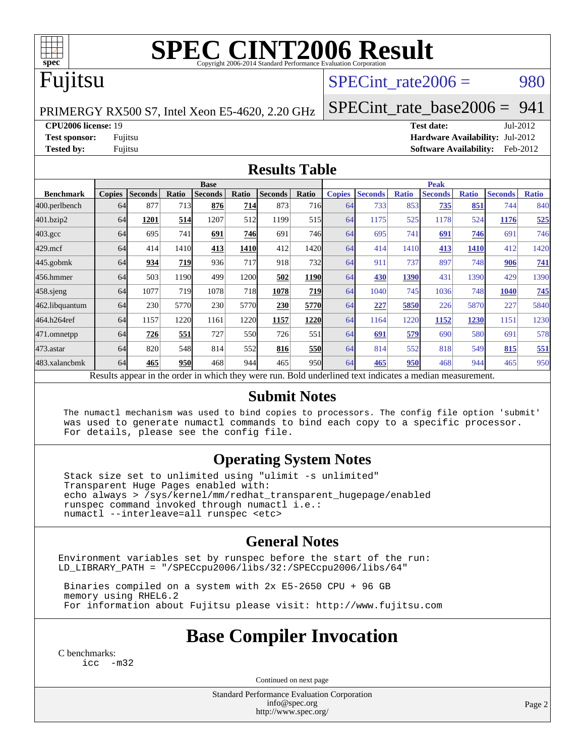# SPEC CINT2006 Result

Copyright 2006-2014 Standard Performance Evaluation Corporation

## Fujitsu

PRIMERGY RX500 S7, Intel Xeon E5-4620, 2.20 GHz

SPECint_rate2006 = 980

SPECint_rate_base2006 = 941

**CPU2006 license:** 19
**Test sponsor:** Fujitsu
**Tested by:** Fujitsu

**Test date:** Jul-2012
**Hardware Availability:** Jul-2012
**Software Availability:** Feb-2012

## Results Table

| Benchmark | Base | | | | | | | Peak | | | | | | |
|---|---|---|---|---|---|---|---|---|---|---|---|---|---|---|
| | Copies | Seconds | Ratio | Seconds | Ratio | Seconds | Ratio | Copies | Seconds | Ratio | Seconds | Ratio | Seconds | Ratio |
| 400.perlbench | 64 | 877 | 713 | **876** | **714** | 873 | 716 | 64 | 733 | 853 | **735** | **851** | 744 | 840 |
| 401.bzip2 | 64 | **1201** | **514** | 1207 | 512 | 1199 | 515 | 64 | 1175 | 525 | 1178 | 524 | **1176** | **525** |
| 403.gcc | 64 | 695 | 741 | **691** | **746** | 691 | 746 | 64 | 695 | 741 | **691** | **746** | 691 | 746 |
| 429.mcf | 64 | 414 | 1410 | **413** | **1410** | 412 | 1420 | 64 | 414 | 1410 | **413** | **1410** | 412 | 1420 |
| 445.gobmk | 64 | **934** | **719** | 936 | 717 | 918 | 732 | 64 | 911 | 737 | 897 | 748 | **906** | **741** |
| 456.hmmer | 64 | 503 | 1190 | 499 | 1200 | **502** | **1190** | 64 | **430** | **1390** | 431 | 1390 | 429 | 1390 |
| 458.sjeng | 64 | 1077 | 719 | 1078 | 718 | **1078** | **719** | 64 | 1040 | 745 | 1036 | 748 | **1040** | **745** |
| 462.libquantum | 64 | 230 | 5770 | 230 | 5770 | **230** | **5770** | 64 | **227** | **5850** | 226 | 5870 | 227 | 5840 |
| 464.h264ref | 64 | 1157 | 1220 | 1161 | 1220 | **1157** | **1220** | 64 | 1164 | 1220 | **1152** | **1230** | 1151 | 1230 |
| 471.omnetpp | 64 | **726** | **551** | 727 | 550 | 726 | 551 | 64 | **691** | **579** | 690 | 580 | 691 | 578 |
| 473.astar | 64 | 820 | 548 | 814 | 552 | **816** | **550** | 64 | 814 | 552 | 818 | 549 | **815** | **551** |
| 483.xalancbmk | 64 | **465** | **950** | 468 | 944 | 465 | 950 | 64 | **465** | **950** | 468 | 944 | 465 | 950 |

Results appear in the order in which they were run. Bold underlined text indicates a median measurement.

## Submit Notes

```
The numactl mechanism was used to bind copies to processors. The config file option 'submit'
was used to generate numactl commands to bind each copy to a specific processor.
For details, please see the config file.
```

## Operating System Notes

```
Stack size set to unlimited using "ulimit -s unlimited"
Transparent Huge Pages enabled with:
echo always > /sys/kernel/mm/redhat_transparent_hugepage/enabled
runspec command invoked through numactl i.e.:
numactl --interleave=all runspec <etc>
```

## General Notes

```
Environment variables set by runspec before the start of the run:
LD_LIBRARY_PATH = "/SPECcpu2006/libs/32:/SPECcpu2006/libs/64"

Binaries compiled on a system with 2x E5-2650 CPU + 96 GB
memory using RHEL6.2
For information about Fujitsu please visit: http://www.fujitsu.com
```

## Base Compiler Invocation

C benchmarks:
```
icc -m32
```

Continued on next page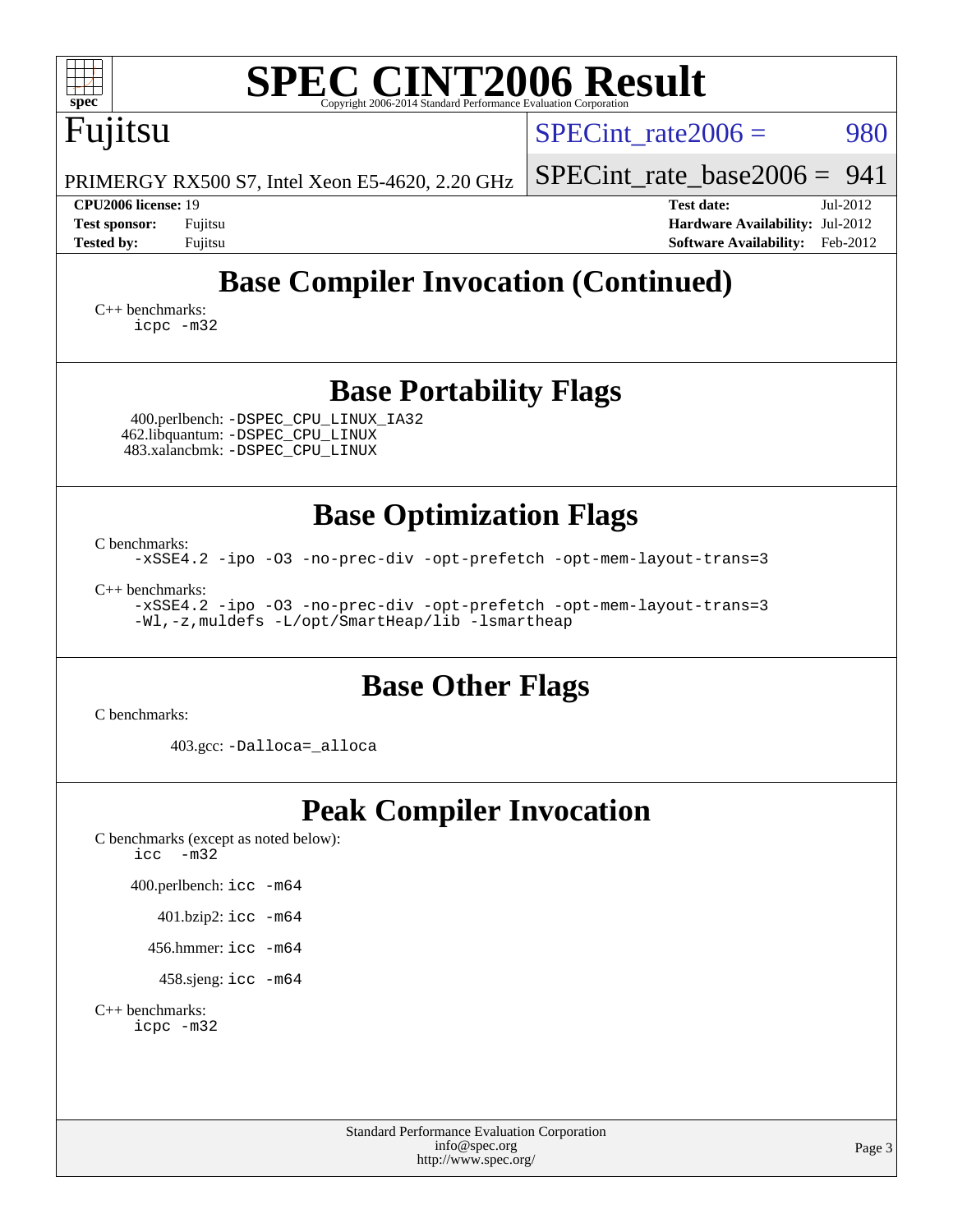# SPEC CINT2006 Result

Copyright 2006-2014 Standard Performance Evaluation Corporation

**Fujitsu**

PRIMERGY RX500 S7, Intel Xeon E5-4620, 2.20 GHz

SPECint_rate2006 = 980

SPECint_rate_base2006 = 941

**CPU2006 license:** 19
**Test sponsor:** Fujitsu
**Tested by:** Fujitsu

**Test date:** Jul-2012
**Hardware Availability:** Jul-2012
**Software Availability:** Feb-2012

## Base Compiler Invocation (Continued)

C++ benchmarks:
```
icpc -m32
```

## Base Portability Flags

400.perlbench: `-DSPEC_CPU_LINUX_IA32`
462.libquantum: `-DSPEC_CPU_LINUX`
483.xalancbmk: `-DSPEC_CPU_LINUX`

## Base Optimization Flags

C benchmarks:
```
-xSSE4.2 -ipo -O3 -no-prec-div -opt-prefetch -opt-mem-layout-trans=3
```

C++ benchmarks:
```
-xSSE4.2 -ipo -O3 -no-prec-div -opt-prefetch -opt-mem-layout-trans=3
-Wl,-z,muldefs -L/opt/SmartHeap/lib -lsmartheap
```

## Base Other Flags

C benchmarks:

403.gcc: `-Dalloca=_alloca`

## Peak Compiler Invocation

C benchmarks (except as noted below):
```
icc  -m32
```

400.perlbench: `icc -m64`

401.bzip2: `icc -m64`

456.hmmer: `icc -m64`

458.sjeng: `icc -m64`

C++ benchmarks:
```
icpc -m32
```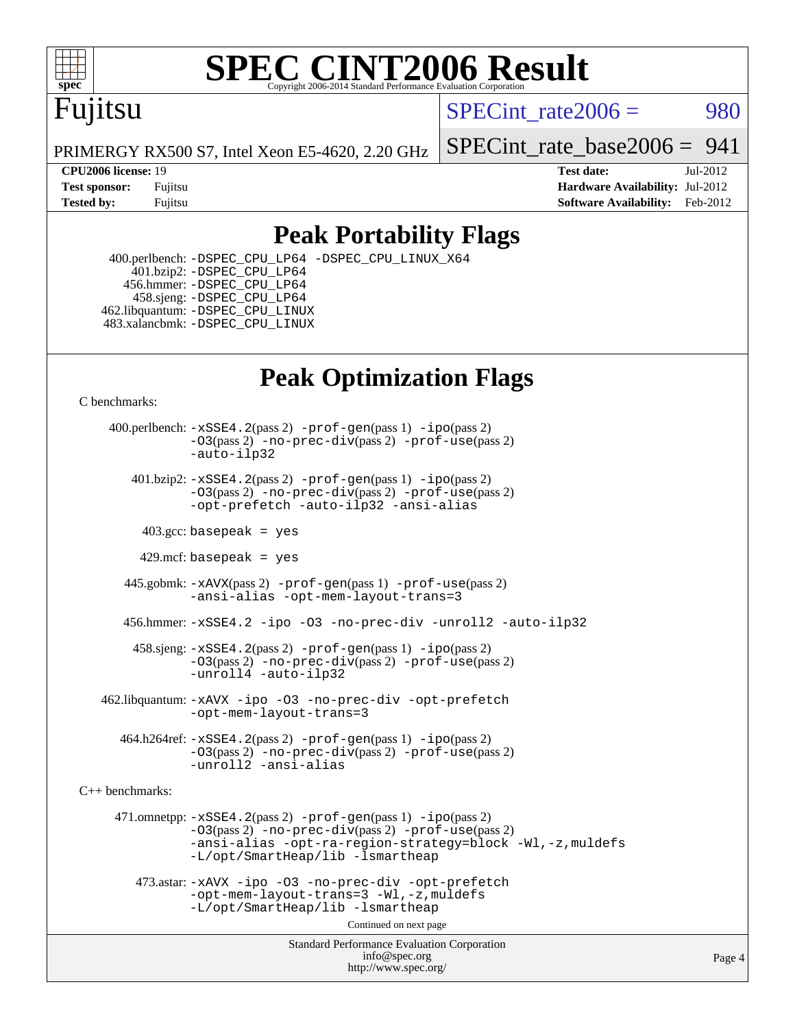# SPEC CINT2006 Result

Copyright 2006-2014 Standard Performance Evaluation Corporation

**Fujitsu**

PRIMERGY RX500 S7, Intel Xeon E5-4620, 2.20 GHz

SPECint_rate2006 = 980

SPECint_rate_base2006 = 941

**CPU2006 license:** 19
**Test sponsor:** Fujitsu
**Tested by:** Fujitsu

**Test date:** Jul-2012
**Hardware Availability:** Jul-2012
**Software Availability:** Feb-2012

## Peak Portability Flags

400.perlbench: -DSPEC_CPU_LP64 -DSPEC_CPU_LINUX_X64
401.bzip2: -DSPEC_CPU_LP64
456.hmmer: -DSPEC_CPU_LP64
458.sjeng: -DSPEC_CPU_LP64
462.libquantum: -DSPEC_CPU_LINUX
483.xalancbmk: -DSPEC_CPU_LINUX

## Peak Optimization Flags

C benchmarks:

400.perlbench: -xSSE4.2(pass 2) -prof-gen(pass 1) -ipo(pass 2) -O3(pass 2) -no-prec-div(pass 2) -prof-use(pass 2) -auto-ilp32

401.bzip2: -xSSE4.2(pass 2) -prof-gen(pass 1) -ipo(pass 2) -O3(pass 2) -no-prec-div(pass 2) -prof-use(pass 2) -opt-prefetch -auto-ilp32 -ansi-alias

403.gcc: basepeak = yes

429.mcf: basepeak = yes

445.gobmk: -xAVX(pass 2) -prof-gen(pass 1) -prof-use(pass 2) -ansi-alias -opt-mem-layout-trans=3

456.hmmer: -xSSE4.2 -ipo -O3 -no-prec-div -unroll2 -auto-ilp32

458.sjeng: -xSSE4.2(pass 2) -prof-gen(pass 1) -ipo(pass 2) -O3(pass 2) -no-prec-div(pass 2) -prof-use(pass 2) -unroll4 -auto-ilp32

462.libquantum: -xAVX -ipo -O3 -no-prec-div -opt-prefetch -opt-mem-layout-trans=3

464.h264ref: -xSSE4.2(pass 2) -prof-gen(pass 1) -ipo(pass 2) -O3(pass 2) -no-prec-div(pass 2) -prof-use(pass 2) -unroll2 -ansi-alias

C++ benchmarks:

471.omnetpp: -xSSE4.2(pass 2) -prof-gen(pass 1) -ipo(pass 2) -O3(pass 2) -no-prec-div(pass 2) -prof-use(pass 2) -ansi-alias -opt-ra-region-strategy=block -Wl,-z,muldefs -L/opt/SmartHeap/lib -lsmartheap

473.astar: -xAVX -ipo -O3 -no-prec-div -opt-prefetch -opt-mem-layout-trans=3 -Wl,-z,muldefs -L/opt/SmartHeap/lib -lsmartheap

Continued on next page

Standard Performance Evaluation Corporation
info@spec.org
http://www.spec.org/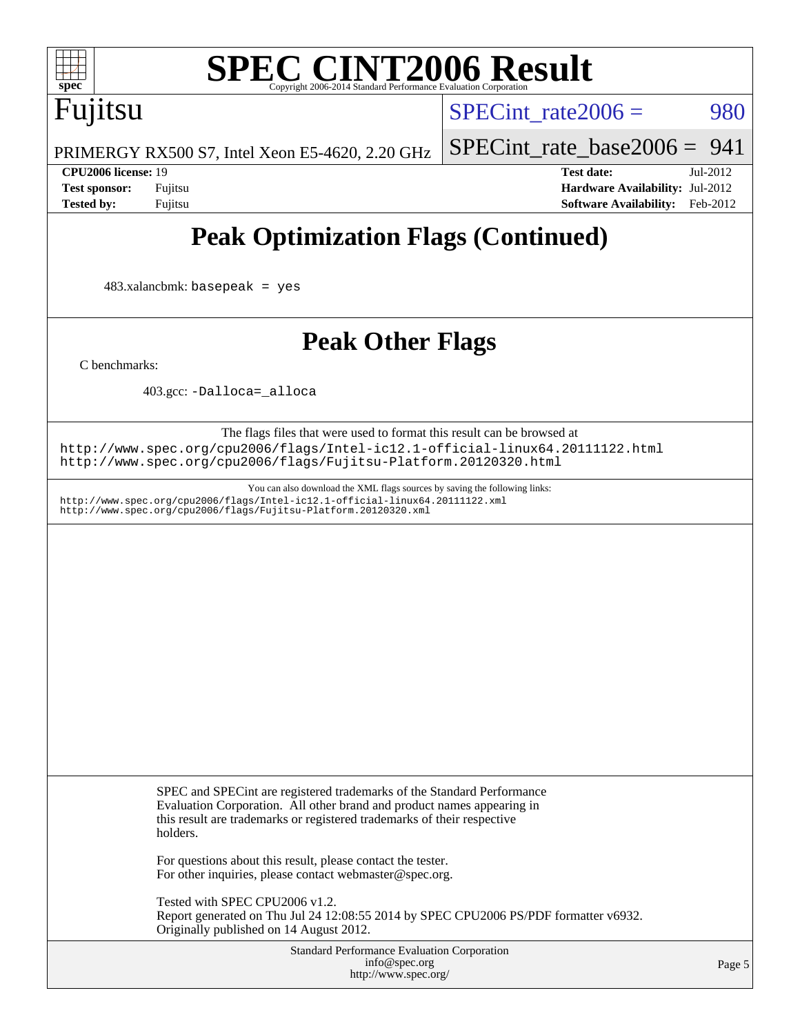# SPEC CINT2006 Result

Copyright 2006-2014 Standard Performance Evaluation Corporation

Fujitsu

PRIMERGY RX500 S7, Intel Xeon E5-4620, 2.20 GHz

SPECint_rate2006 = 980

SPECint_rate_base2006 = 941

**CPU2006 license:** 19
**Test sponsor:** Fujitsu
**Tested by:** Fujitsu

**Test date:** Jul-2012
**Hardware Availability:** Jul-2012
**Software Availability:** Feb-2012

## Peak Optimization Flags (Continued)

483.xalancbmk: `basepeak = yes`

## Peak Other Flags

C benchmarks:

403.gcc: `-Dalloca=_alloca`

The flags files that were used to format this result can be browsed at
http://www.spec.org/cpu2006/flags/Intel-ic12.1-official-linux64.20111122.html
http://www.spec.org/cpu2006/flags/Fujitsu-Platform.20120320.html

You can also download the XML flags sources by saving the following links:
http://www.spec.org/cpu2006/flags/Intel-ic12.1-official-linux64.20111122.xml
http://www.spec.org/cpu2006/flags/Fujitsu-Platform.20120320.xml

SPEC and SPECint are registered trademarks of the Standard Performance Evaluation Corporation. All other brand and product names appearing in this result are trademarks or registered trademarks of their respective holders.

For questions about this result, please contact the tester.
For other inquiries, please contact webmaster@spec.org.

Tested with SPEC CPU2006 v1.2.
Report generated on Thu Jul 24 12:08:55 2014 by SPEC CPU2006 PS/PDF formatter v6932.
Originally published on 14 August 2012.

Standard Performance Evaluation Corporation
info@spec.org
http://www.spec.org/